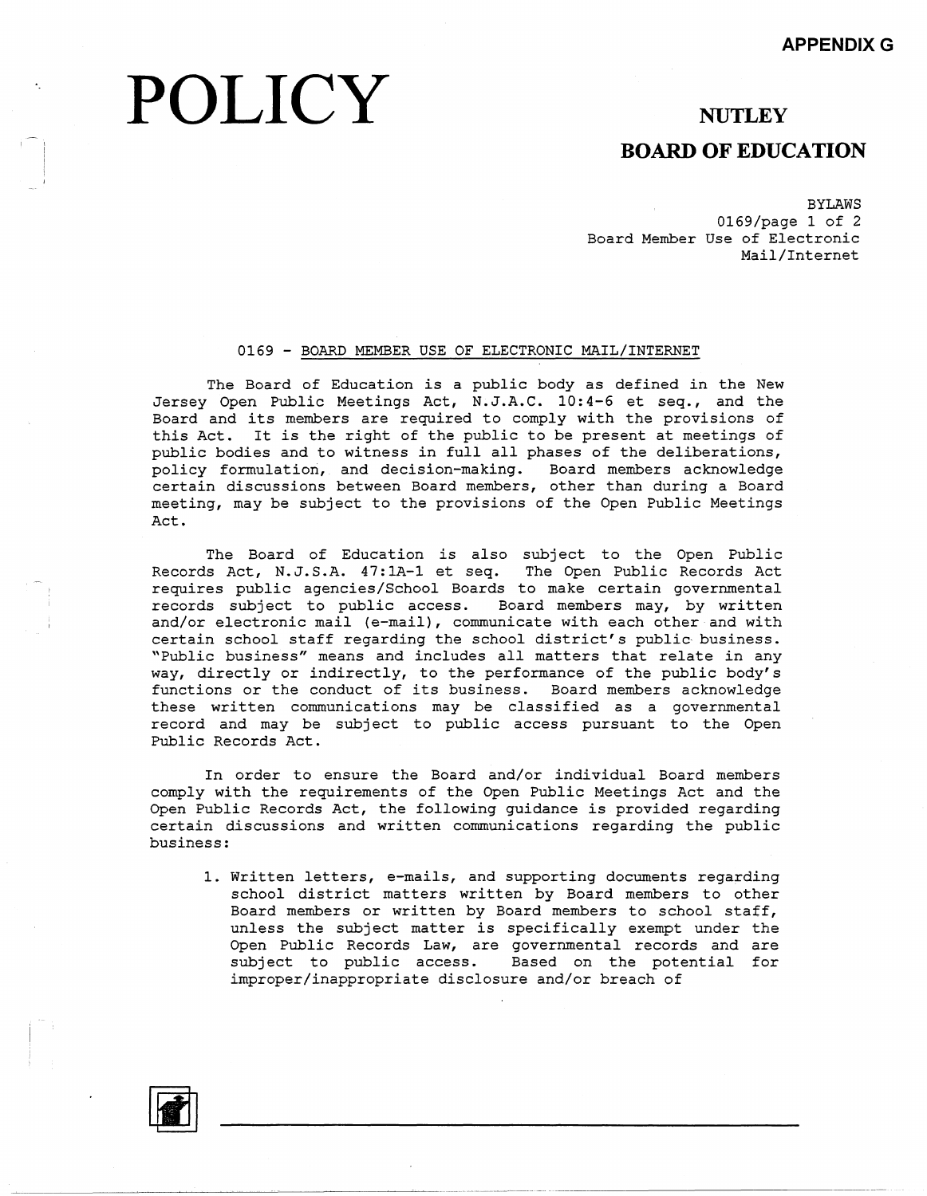**APPENDIX G**

# POLICY

## NUTLEY
## BOARD OF EDUCATION

BYLAWS
0169/page 1 of 2
Board Member Use of Electronic Mail/Internet

### 0169 - BOARD MEMBER USE OF ELECTRONIC MAIL/INTERNET

The Board of Education is a public body as defined in the New Jersey Open Public Meetings Act, N.J.A.C. 10:4-6 et seq., and the Board and its members are required to comply with the provisions of this Act. It is the right of the public to be present at meetings of public bodies and to witness in full all phases of the deliberations, policy formulation, and decision-making. Board members acknowledge certain discussions between Board members, other than during a Board meeting, may be subject to the provisions of the Open Public Meetings Act.

The Board of Education is also subject to the Open Public Records Act, N.J.S.A. 47:1A-1 et seq. The Open Public Records Act requires public agencies/School Boards to make certain governmental records subject to public access. Board members may, by written and/or electronic mail (e-mail), communicate with each other and with certain school staff regarding the school district's public business. "Public business" means and includes all matters that relate in any way, directly or indirectly, to the performance of the public body's functions or the conduct of its business. Board members acknowledge these written communications may be classified as a governmental record and may be subject to public access pursuant to the Open Public Records Act.

In order to ensure the Board and/or individual Board members comply with the requirements of the Open Public Meetings Act and the Open Public Records Act, the following guidance is provided regarding certain discussions and written communications regarding the public business:

1. Written letters, e-mails, and supporting documents regarding school district matters written by Board members to other Board members or written by Board members to school staff, unless the subject matter is specifically exempt under the Open Public Records Law, are governmental records and are subject to public access. Based on the potential for improper/inappropriate disclosure and/or breach of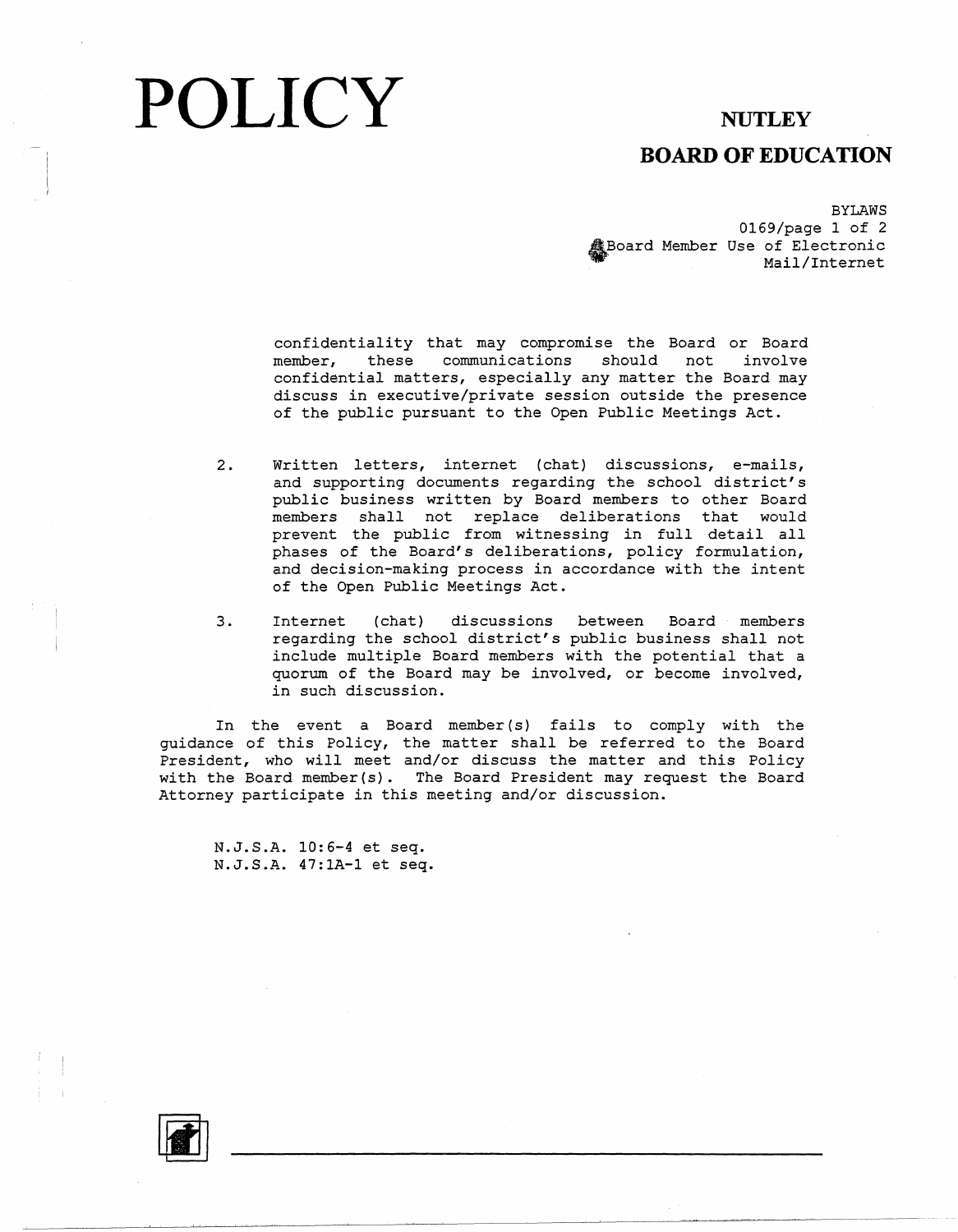confidentiality that may compromise the Board or Board member, these communications should not involve confidential matters, especially any matter the Board may discuss in executive/private session outside the presence of the public pursuant to the Open Public Meetings Act.

2. Written letters, internet (chat) discussions, e-mails, and supporting documents regarding the school district's public business written by Board members to other Board members shall not replace deliberations that would prevent the public from witnessing in full detail all phases of the Board's deliberations, policy formulation, and decision-making process in accordance with the intent of the Open Public Meetings Act.

3. Internet (chat) discussions between Board members regarding the school district's public business shall not include multiple Board members with the potential that a quorum of the Board may be involved, or become involved, in such discussion.

In the event a Board member(s) fails to comply with the guidance of this Policy, the matter shall be referred to the Board President, who will meet and/or discuss the matter and this Policy with the Board member(s). The Board President may request the Board Attorney participate in this meeting and/or discussion.

N.J.S.A. 10:6-4 et seq.
N.J.S.A. 47:1A-1 et seq.